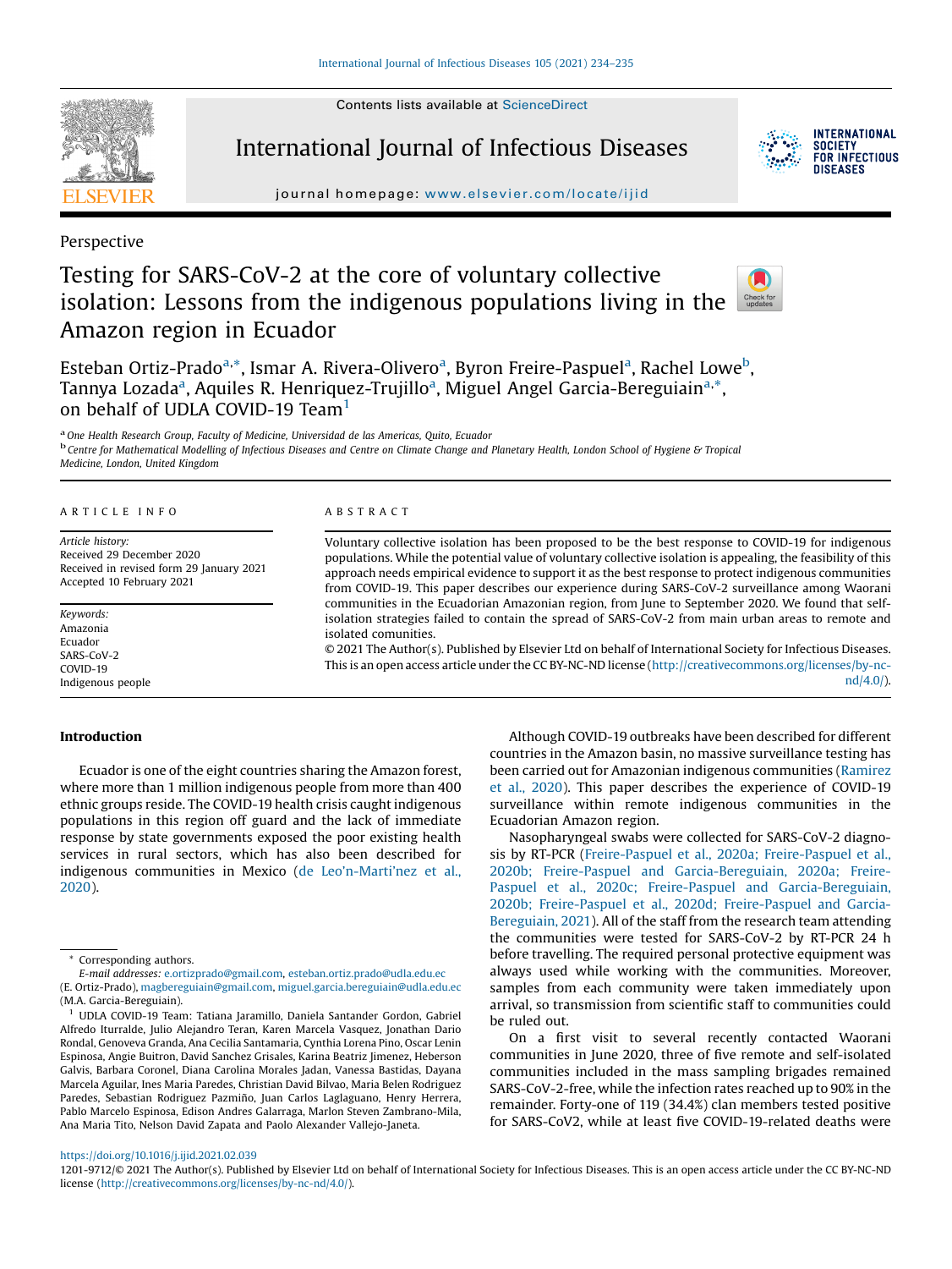Perspective

# Testing for SARS-CoV-2 at the core of voluntary collective isolation: Lessons from the indigenous populations living in the Amazon region in Ecuador

Esteban Ortiz-Prado[a,*], Ismar A. Rivera-Olivero[a], Byron Freire-Paspuel[a], Rachel Lowe[b], Tannya Lozada[a], Aquiles R. Henriquez-Trujillo[a], Miguel Angel Garcia-Bereguiain[a,*], on behalf of UDLA COVID-19 Team[1]

[a] One Health Research Group, Faculty of Medicine, Universidad de las Americas, Quito, Ecuador

[b] Centre for Mathematical Modelling of Infectious Diseases and Centre on Climate Change and Planetary Health, London School of Hygiene & Tropical Medicine, London, United Kingdom

**ARTICLE INFO**

*Article history:*
Received 29 December 2020
Received in revised form 29 January 2021
Accepted 10 February 2021

*Keywords:*
Amazonia
Ecuador
SARS-CoV-2
COVID-19
Indigenous people

**ABSTRACT**

Voluntary collective isolation has been proposed to be the best response to COVID-19 for indigenous populations. While the potential value of voluntary collective isolation is appealing, the feasibility of this approach needs empirical evidence to support it as the best response to protect indigenous communities from COVID-19. This paper describes our experience during SARS-CoV-2 surveillance among Waorani communities in the Ecuadorian Amazonian region, from June to September 2020. We found that self-isolation strategies failed to contain the spread of SARS-CoV-2 from main urban areas to remote and isolated comunities.

© 2021 The Author(s). Published by Elsevier Ltd on behalf of International Society for Infectious Diseases. This is an open access article under the CC BY-NC-ND license (http://creativecommons.org/licenses/by-nc-nd/4.0/).

## Introduction

Ecuador is one of the eight countries sharing the Amazon forest, where more than 1 million indigenous people from more than 400 ethnic groups reside. The COVID-19 health crisis caught indigenous populations in this region off guard and the lack of immediate response by state governments exposed the poor existing health services in rural sectors, which has also been described for indigenous communities in Mexico (de Leo'n-Marti'nez et al., 2020).

Although COVID-19 outbreaks have been described for different countries in the Amazon basin, no massive surveillance testing has been carried out for Amazonian indigenous communities (Ramirez et al., 2020). This paper describes the experience of COVID-19 surveillance within remote indigenous communities in the Ecuadorian Amazon region.

Nasopharyngeal swabs were collected for SARS-CoV-2 diagnosis by RT-PCR (Freire-Paspuel et al., 2020a; Freire-Paspuel et al., 2020b; Freire-Paspuel and Garcia-Bereguiain, 2020a; Freire-Paspuel et al., 2020c; Freire-Paspuel and Garcia-Bereguiain, 2020b; Freire-Paspuel et al., 2020d; Freire-Paspuel and Garcia-Bereguiain, 2021). All of the staff from the research team attending the communities were tested for SARS-CoV-2 by RT-PCR 24 h before travelling. The required personal protective equipment was always used while working with the communities. Moreover, samples from each community were taken immediately upon arrival, so transmission from scientific staff to communities could be ruled out.

On a first visit to several recently contacted Waorani communities in June 2020, three of five remote and self-isolated communities included in the mass sampling brigades remained SARS-CoV-2-free, while the infection rates reached up to 90% in the remainder. Forty-one of 119 (34.4%) clan members tested positive for SARS-CoV2, while at least five COVID-19-related deaths were

\* Corresponding authors.
E-mail addresses: e.ortizprado@gmail.com, esteban.ortiz.prado@udla.edu.ec (E. Ortiz-Prado), magbereguiain@gmail.com, miguel.garcia.bereguiain@udla.edu.ec (M.A. Garcia-Bereguiain).

[1] UDLA COVID-19 Team: Tatiana Jaramillo, Daniela Santander Gordon, Gabriel Alfredo Iturralde, Julio Alejandro Teran, Karen Marcela Vasquez, Jonathan Dario Rondal, Genoveva Granda, Ana Cecilia Santamaria, Cynthia Lorena Pino, Oscar Lenin Espinosa, Angie Buitron, David Sanchez Grisales, Karina Beatriz Jimenez, Heberson Galvis, Barbara Coronel, Diana Carolina Morales Jadan, Vanessa Bastidas, Dayana Marcela Aguilar, Ines Maria Paredes, Christian David Bilvao, Maria Belen Rodriguez Paredes, Sebastian Rodriguez Pazmiño, Juan Carlos Laglaguano, Henry Herrera, Pablo Marcelo Espinosa, Edison Andres Galarraga, Marlon Steven Zambrano-Mila, Ana Maria Tito, Nelson David Zapata and Paolo Alexander Vallejo-Janeta.

https://doi.org/10.1016/j.ijid.2021.02.039
1201-9712/© 2021 The Author(s). Published by Elsevier Ltd on behalf of International Society for Infectious Diseases. This is an open access article under the CC BY-NC-ND license (http://creativecommons.org/licenses/by-nc-nd/4.0/).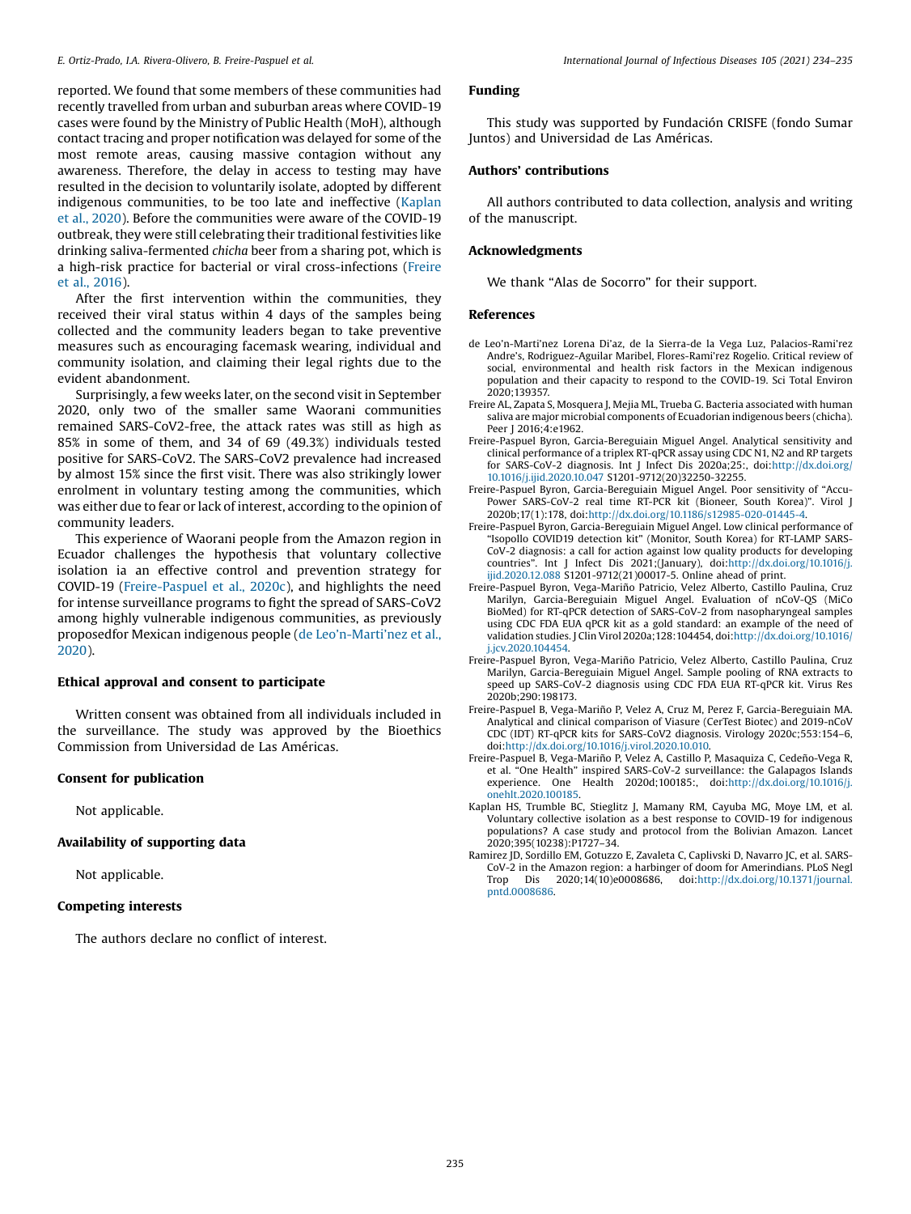reported. We found that some members of these communities had recently travelled from urban and suburban areas where COVID-19 cases were found by the Ministry of Public Health (MoH), although contact tracing and proper notification was delayed for some of the most remote areas, causing massive contagion without any awareness. Therefore, the delay in access to testing may have resulted in the decision to voluntarily isolate, adopted by different indigenous communities, to be too late and ineffective (Kaplan et al., 2020). Before the communities were aware of the COVID-19 outbreak, they were still celebrating their traditional festivities like drinking saliva-fermented *chicha* beer from a sharing pot, which is a high-risk practice for bacterial or viral cross-infections (Freire et al., 2016).

After the first intervention within the communities, they received their viral status within 4 days of the samples being collected and the community leaders began to take preventive measures such as encouraging facemask wearing, individual and community isolation, and claiming their legal rights due to the evident abandonment.

Surprisingly, a few weeks later, on the second visit in September 2020, only two of the smaller same Waorani communities remained SARS-CoV2-free, the attack rates was still as high as 85% in some of them, and 34 of 69 (49.3%) individuals tested positive for SARS-CoV2. The SARS-CoV2 prevalence had increased by almost 15% since the first visit. There was also strikingly lower enrolment in voluntary testing among the communities, which was either due to fear or lack of interest, according to the opinion of community leaders.

This experience of Waorani people from the Amazon region in Ecuador challenges the hypothesis that voluntary collective isolation ia an effective control and prevention strategy for COVID-19 (Freire-Paspuel et al., 2020c), and highlights the need for intense surveillance programs to fight the spread of SARS-CoV2 among highly vulnerable indigenous communities, as previously proposedfor Mexican indigenous people (de Leo'n-Marti'nez et al., 2020).

## Ethical approval and consent to participate

Written consent was obtained from all individuals included in the surveillance. The study was approved by the Bioethics Commission from Universidad de Las Américas.

## Consent for publication

Not applicable.

## Availability of supporting data

Not applicable.

## Competing interests

The authors declare no conflict of interest.

## Funding

This study was supported by Fundación CRISFE (fondo Sumar Juntos) and Universidad de Las Américas.

## Authors' contributions

All authors contributed to data collection, analysis and writing of the manuscript.

## Acknowledgments

We thank "Alas de Socorro" for their support.

## References

de Leo'n-Marti'nez Lorena Di'az, de la Sierra-de la Vega Luz, Palacios-Rami'rez Andre's, Rodriguez-Aguilar Maribel, Flores-Rami'rez Rogelio. Critical review of social, environmental and health risk factors in the Mexican indigenous population and their capacity to respond to the COVID-19. Sci Total Environ 2020;139357.

Freire AL, Zapata S, Mosquera J, Mejia ML, Trueba G. Bacteria associated with human saliva are major microbial components of Ecuadorian indigenous beers (chicha). Peer J 2016;4:e1962.

Freire-Paspuel Byron, Garcia-Bereguiain Miguel Angel. Analytical sensitivity and clinical performance of a triplex RT-qPCR assay using CDC N1, N2 and RP targets for SARS-CoV-2 diagnosis. Int J Infect Dis 2020a;25:, doi:http://dx.doi.org/10.1016/j.ijid.2020.10.047 S1201-9712(20)32250-32255.

Freire-Paspuel Byron, Garcia-Bereguiain Miguel Angel. Poor sensitivity of "AccuPower SARS-CoV-2 real time RT-PCR kit (Bioneer, South Korea)". Virol J 2020b;17(1):178, doi:http://dx.doi.org/10.1186/s12985-020-01445-4.

Freire-Paspuel Byron, Garcia-Bereguiain Miguel Angel. Low clinical performance of "Isopollo COVID19 detection kit" (Monitor, South Korea) for RT-LAMP SARS-CoV-2 diagnosis: a call for action against low quality products for developing countries". Int J Infect Dis 2021;(January), doi:http://dx.doi.org/10.1016/j.ijid.2020.12.088 S1201-9712(21)00017-5. Online ahead of print.

Freire-Paspuel Byron, Vega-Mariño Patricio, Velez Alberto, Castillo Paulina, Cruz Marilyn, Garcia-Bereguiain Miguel Angel. Evaluation of nCoV-QS (MiCo BioMed) for RT-qPCR detection of SARS-CoV-2 from nasopharyngeal samples using CDC FDA EUA qPCR kit as a gold standard: an example of the need of validation studies. J Clin Virol 2020a;128:104454, doi:http://dx.doi.org/10.1016/j.jcv.2020.104454.

Freire-Paspuel Byron, Vega-Mariño Patricio, Velez Alberto, Castillo Paulina, Cruz Marilyn, Garcia-Bereguiain Miguel Angel. Sample pooling of RNA extracts to speed up SARS-CoV-2 diagnosis using CDC FDA EUA RT-qPCR kit. Virus Res 2020b;290:198173.

Freire-Paspuel B, Vega-Mariño P, Velez A, Cruz M, Perez F, Garcia-Bereguiain MA. Analytical and clinical comparison of Viasure (CerTest Biotec) and 2019-nCoV CDC (IDT) RT-qPCR kits for SARS-CoV2 diagnosis. Virology 2020c;553:154–6, doi:http://dx.doi.org/10.1016/j.virol.2020.10.010.

Freire-Paspuel B, Vega-Mariño P, Velez A, Castillo P, Masaquiza C, Cedeño-Vega R, et al. "One Health" inspired SARS-CoV-2 surveillance: the Galapagos Islands experience. One Health 2020d;100185:, doi:http://dx.doi.org/10.1016/j.onehlt.2020.100185.

Kaplan HS, Trumble BC, Stieglitz J, Mamany RM, Cayuba MG, Moye LM, et al. Voluntary collective isolation as a best response to COVID-19 for indigenous populations? A case study and protocol from the Bolivian Amazon. Lancet 2020;395(10238):P1727–34.

Ramirez JD, Sordillo EM, Gotuzzo E, Zavaleta C, Caplivski D, Navarro JC, et al. SARS-CoV-2 in the Amazon region: a harbinger of doom for Amerindians. PLoS Negl Trop Dis 2020;14(10)e0008686, doi:http://dx.doi.org/10.1371/journal.pntd.0008686.